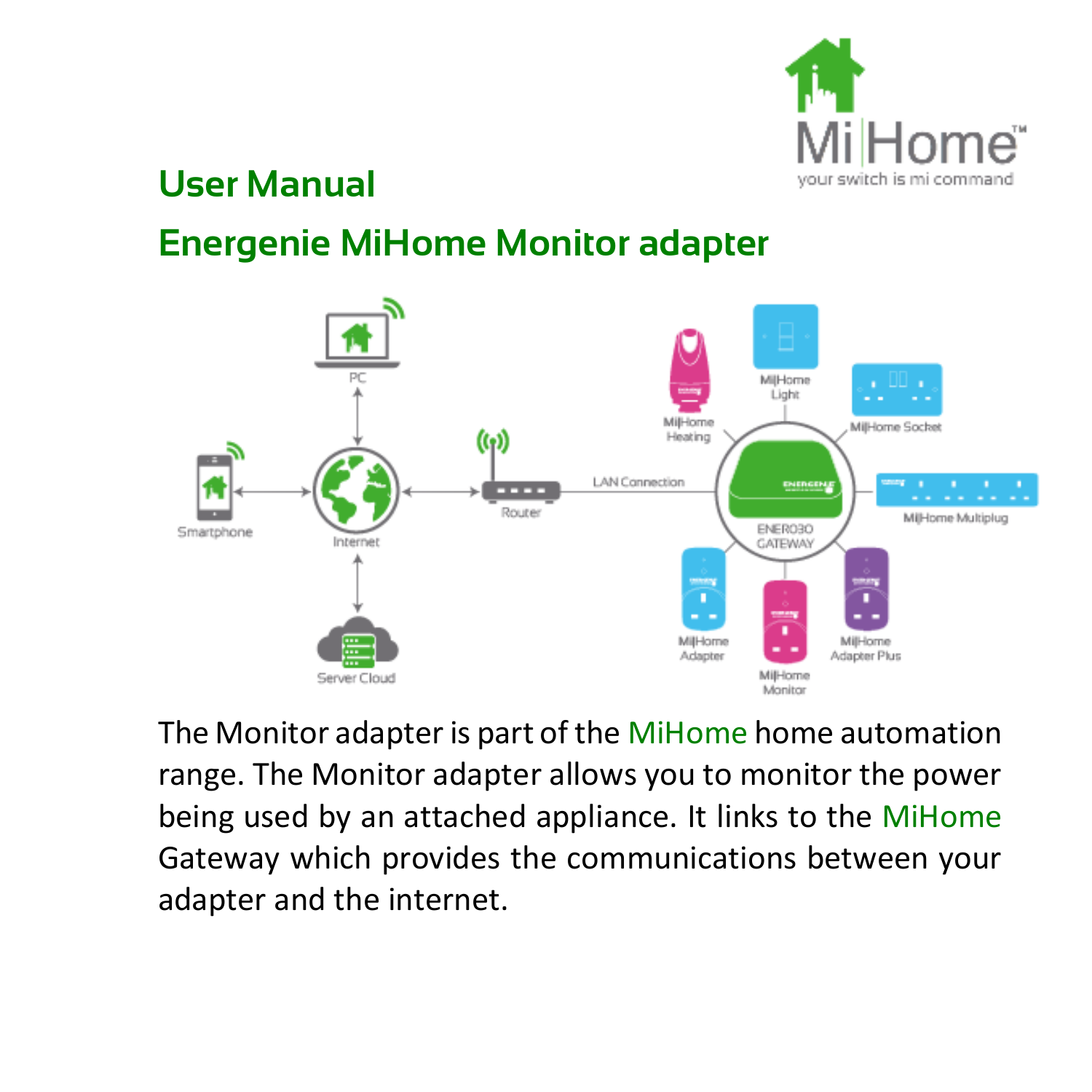# User Manual

## Energenie MiHome Monitor adapter

The Monitor adapter is part of the MiHome home automation range. The Monitor adapter allows you to monitor the power being used by an attached appliance. It links to the MiHome Gateway which provides the communications between your adapter and the internet.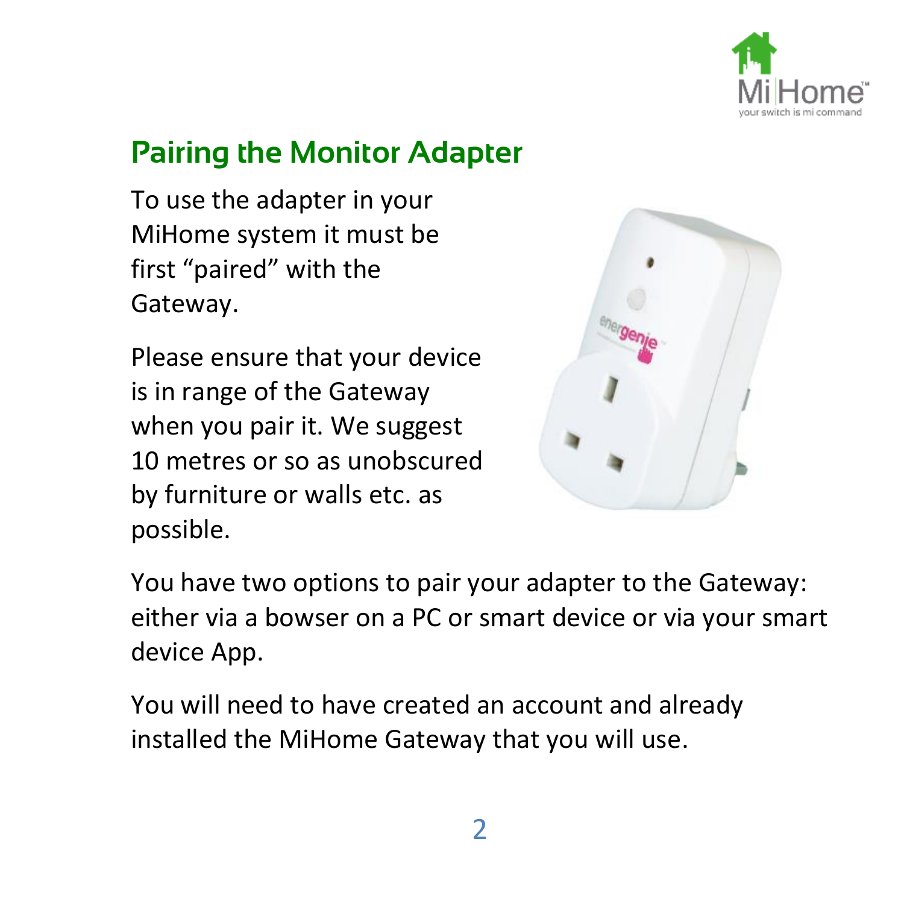## Pairing the Monitor Adapter

To use the adapter in your MiHome system it must be first “paired” with the Gateway.

Please ensure that your device is in range of the Gateway when you pair it. We suggest 10 metres or so as unobscured by furniture or walls etc. as possible.

You have two options to pair your adapter to the Gateway: either via a bowser on a PC or smart device or via your smart device App.

You will need to have created an account and already installed the MiHome Gateway that you will use.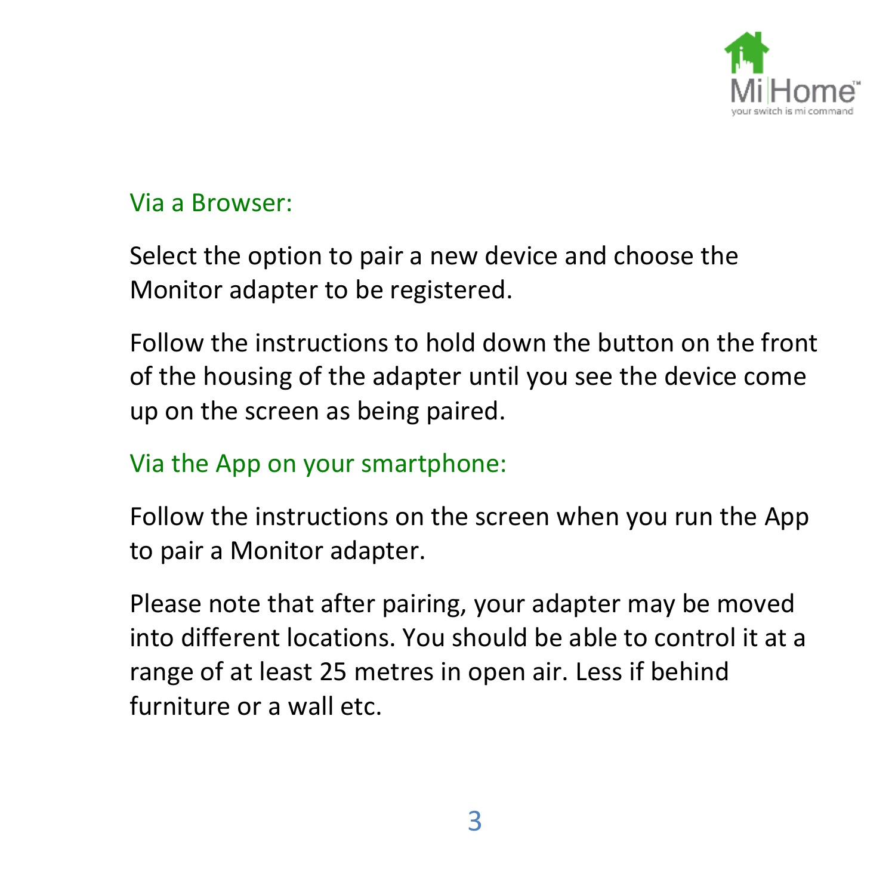## Via a Browser:

Select the option to pair a new device and choose the Monitor adapter to be registered.

Follow the instructions to hold down the button on the front of the housing of the adapter until you see the device come up on the screen as being paired.

## Via the App on your smartphone:

Follow the instructions on the screen when you run the App to pair a Monitor adapter.

Please note that after pairing, your adapter may be moved into different locations. You should be able to control it at a range of at least 25 metres in open air. Less if behind furniture or a wall etc.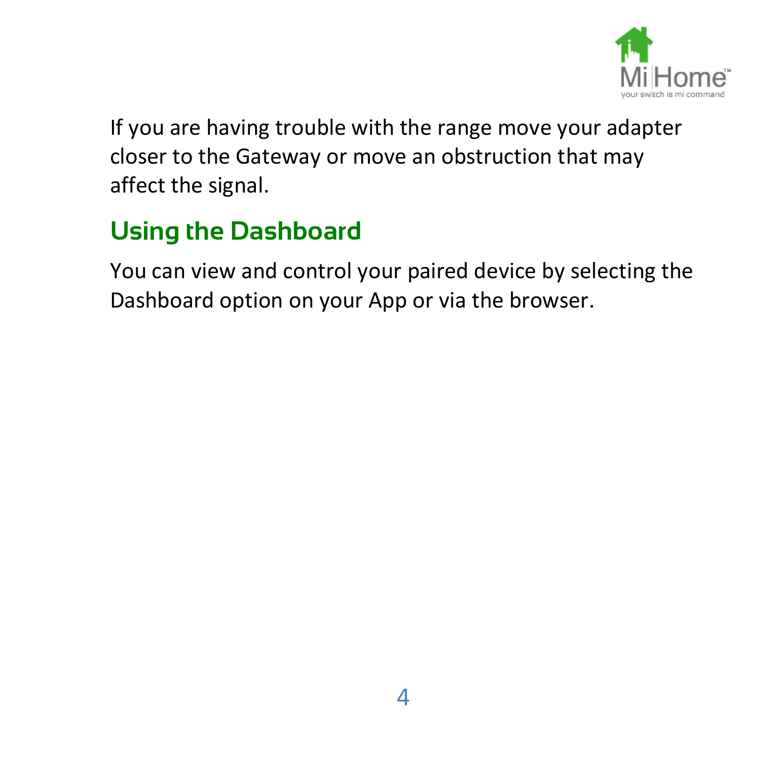If you are having trouble with the range move your adapter closer to the Gateway or move an obstruction that may affect the signal.

## Using the Dashboard

You can view and control your paired device by selecting the Dashboard option on your App or via the browser.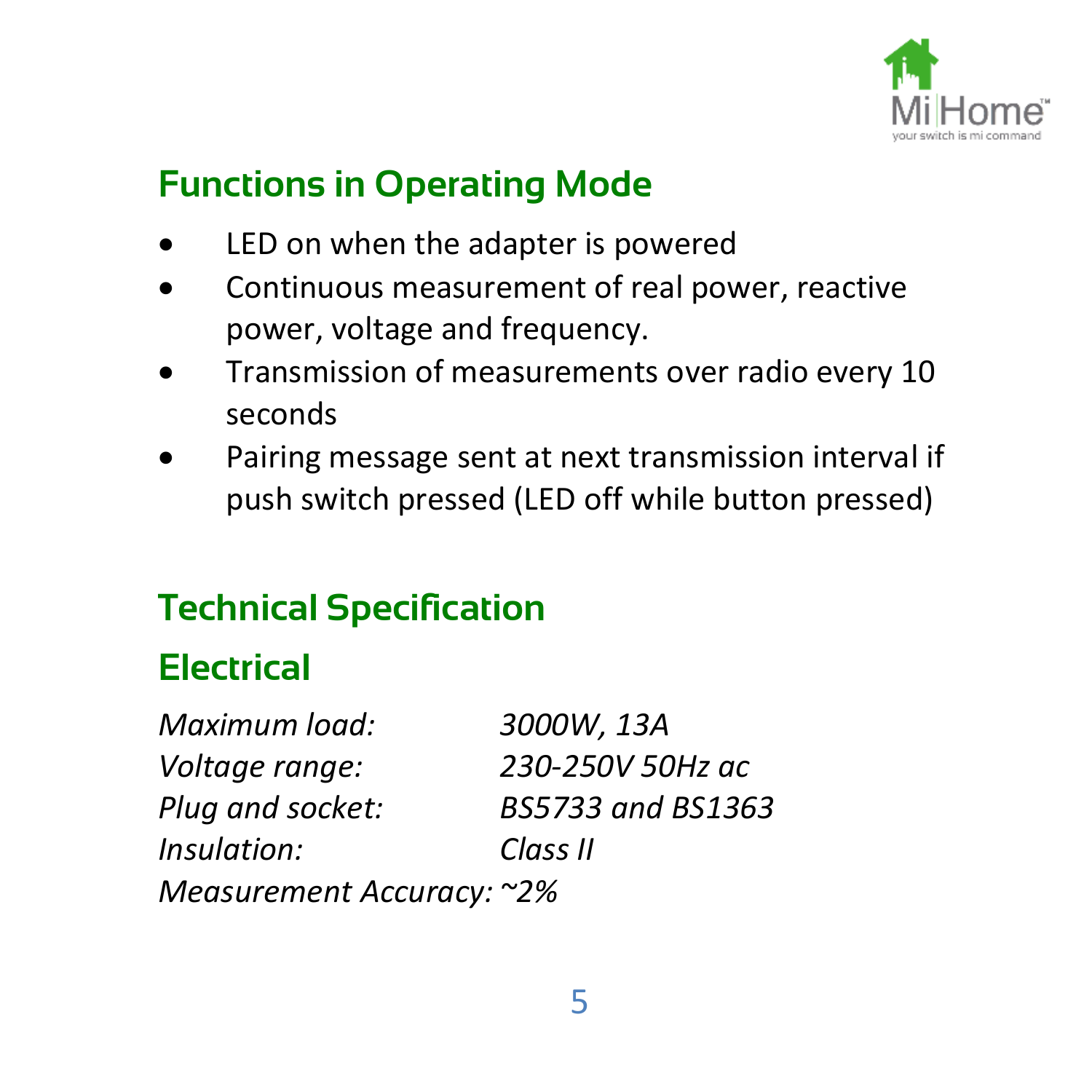## Functions in Operating Mode

- LED on when the adapter is powered
- Continuous measurement of real power, reactive power, voltage and frequency.
- Transmission of measurements over radio every 10 seconds
- Pairing message sent at next transmission interval if push switch pressed (LED off while button pressed)

## Technical Specification

### Electrical

*Maximum load:* *3000W, 13A*
*Voltage range:* *230-250V 50Hz ac*
*Plug and socket:* *BS5733 and BS1363*
*Insulation:* *Class II*
*Measurement Accuracy:* *~2%*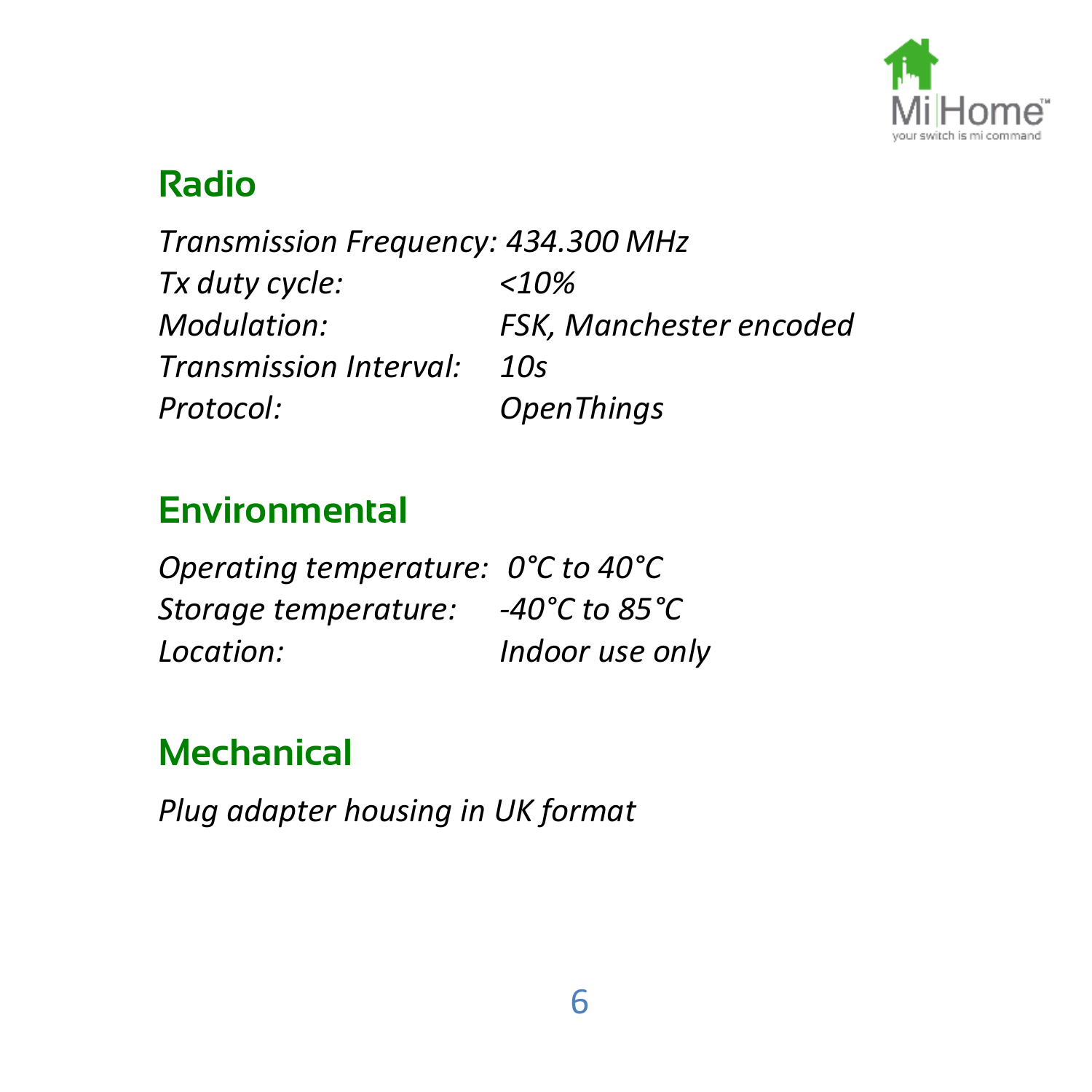## Radio

*Transmission Frequency: 434.300 MHz*
*Tx duty cycle: <10%*
*Modulation: FSK, Manchester encoded*
*Transmission Interval: 10s*
*Protocol: OpenThings*

## Environmental

*Operating temperature: 0°C to 40°C*
*Storage temperature: -40°C to 85°C*
*Location: Indoor use only*

## Mechanical

*Plug adapter housing in UK format*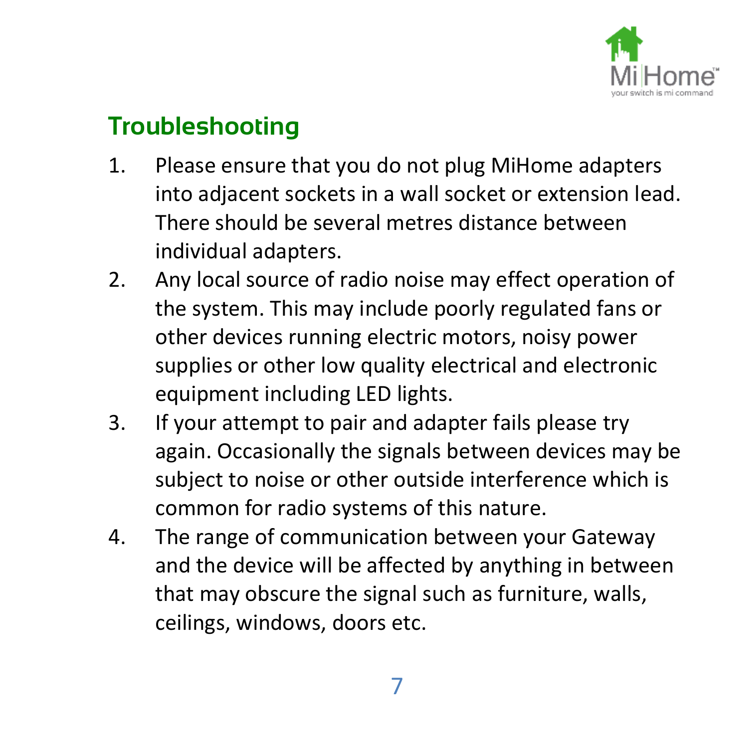## Troubleshooting

1. Please ensure that you do not plug MiHome adapters into adjacent sockets in a wall socket or extension lead. There should be several metres distance between individual adapters.
2. Any local source of radio noise may effect operation of the system. This may include poorly regulated fans or other devices running electric motors, noisy power supplies or other low quality electrical and electronic equipment including LED lights.
3. If your attempt to pair and adapter fails please try again. Occasionally the signals between devices may be subject to noise or other outside interference which is common for radio systems of this nature.
4. The range of communication between your Gateway and the device will be affected by anything in between that may obscure the signal such as furniture, walls, ceilings, windows, doors etc.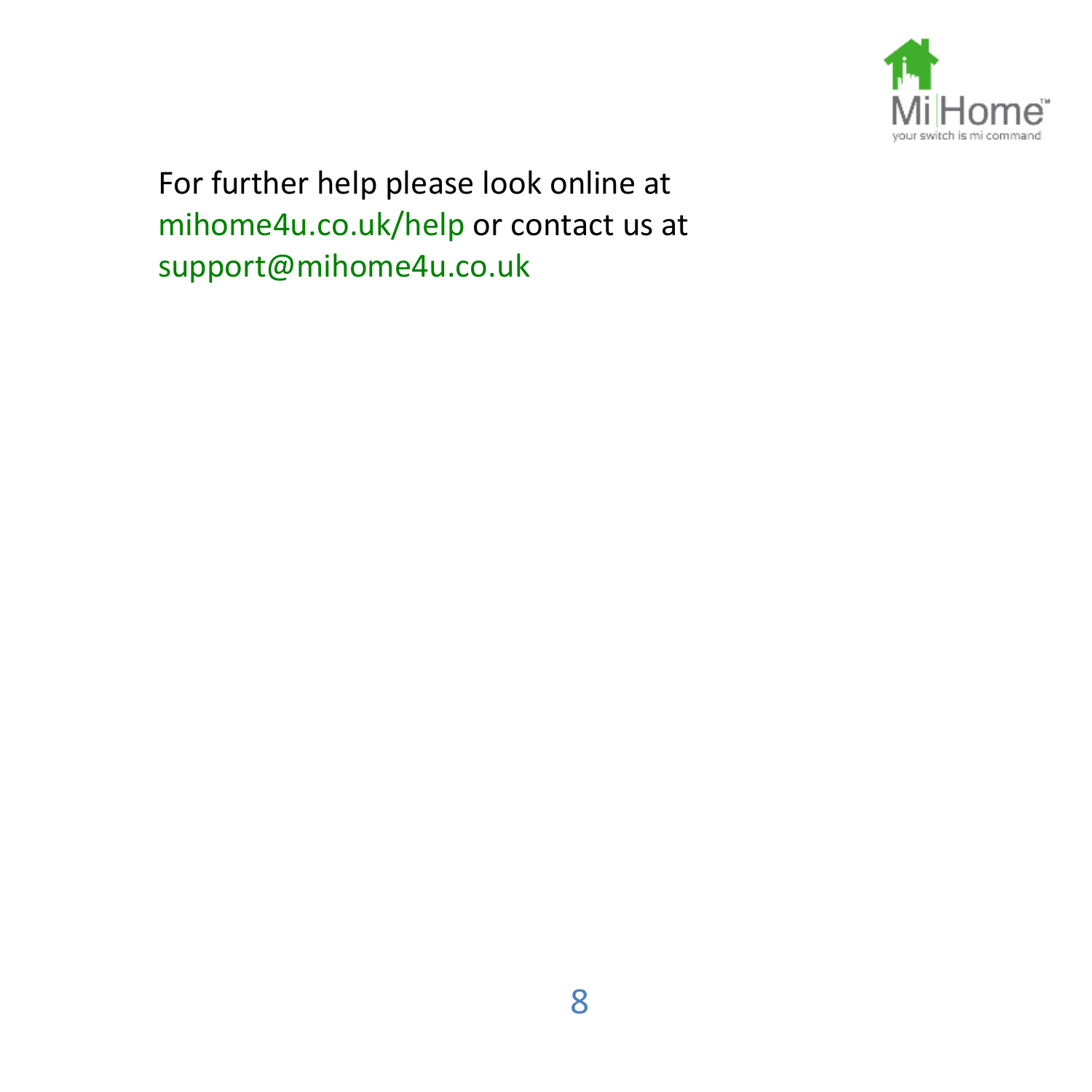For further help please look online at mihome4u.co.uk/help or contact us at support@mihome4u.co.uk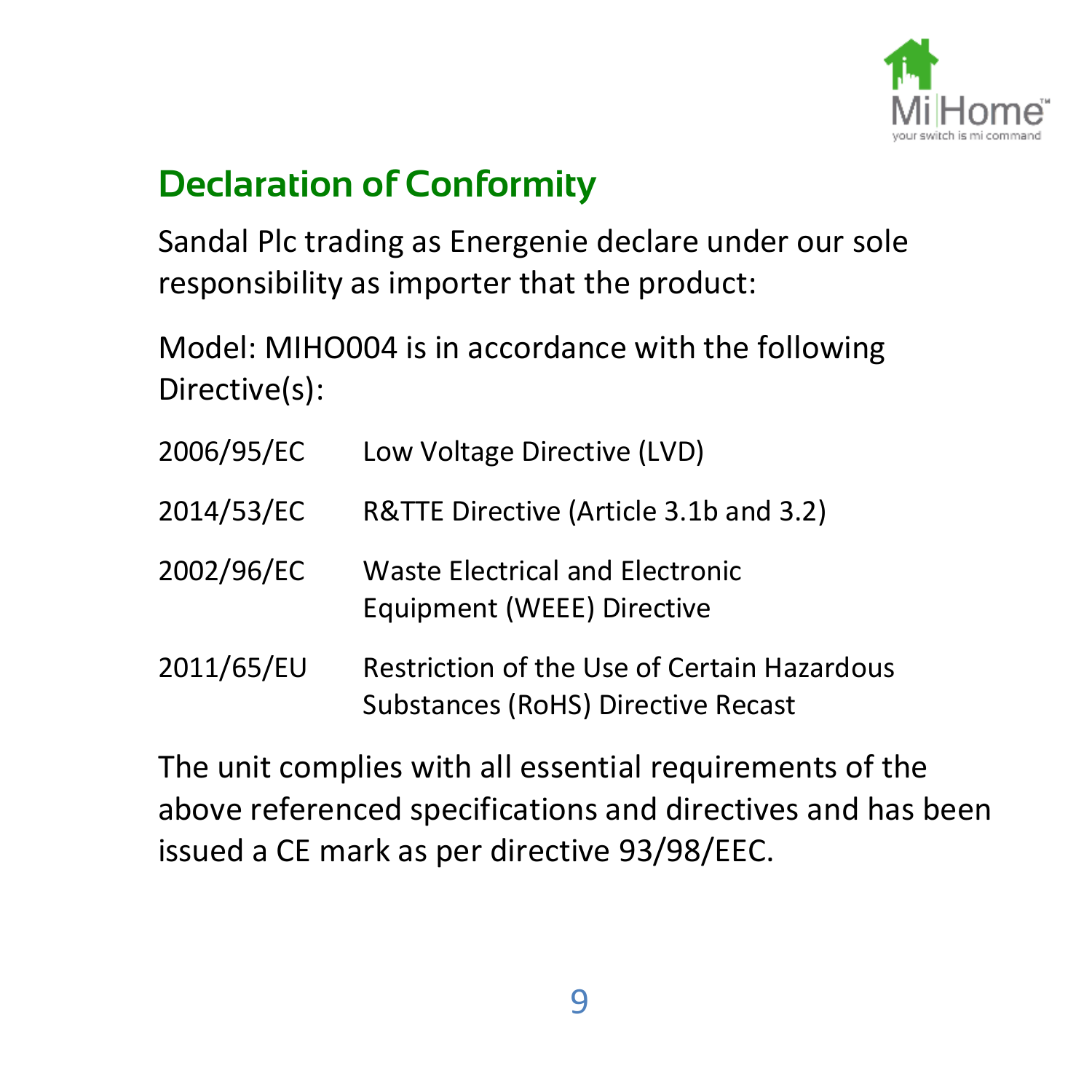## Declaration of Conformity

Sandal Plc trading as Energenie declare under our sole responsibility as importer that the product:

Model: MIHO004 is in accordance with the following Directive(s):

| | |
|---|---|
| 2006/95/EC | Low Voltage Directive (LVD) |
| 2014/53/EC | R&TTE Directive (Article 3.1b and 3.2) |
| 2002/96/EC | Waste Electrical and Electronic Equipment (WEEE) Directive |
| 2011/65/EU | Restriction of the Use of Certain Hazardous Substances (RoHS) Directive Recast |

The unit complies with all essential requirements of the above referenced specifications and directives and has been issued a CE mark as per directive 93/98/EEC.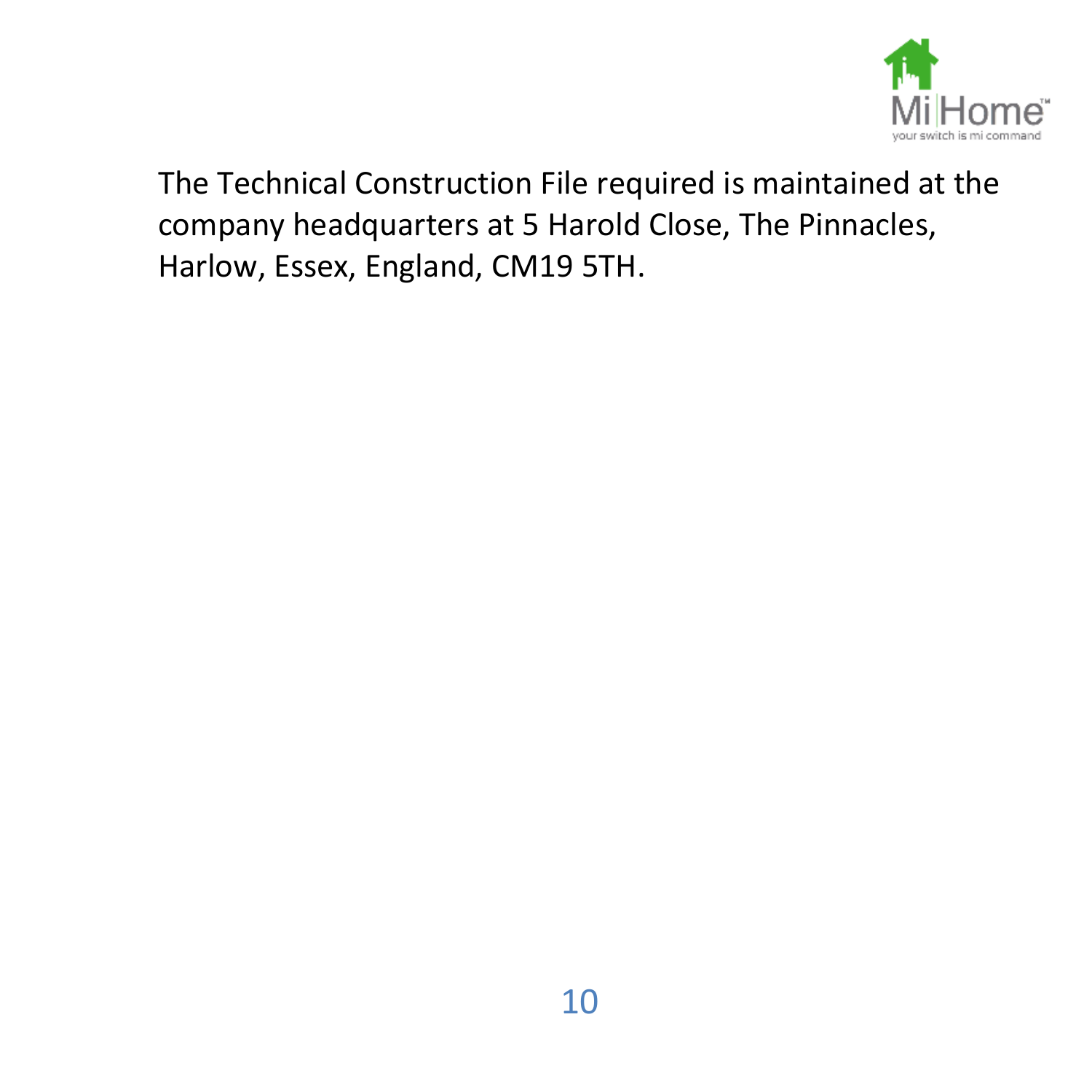The Technical Construction File required is maintained at the company headquarters at 5 Harold Close, The Pinnacles, Harlow, Essex, England, CM19 5TH.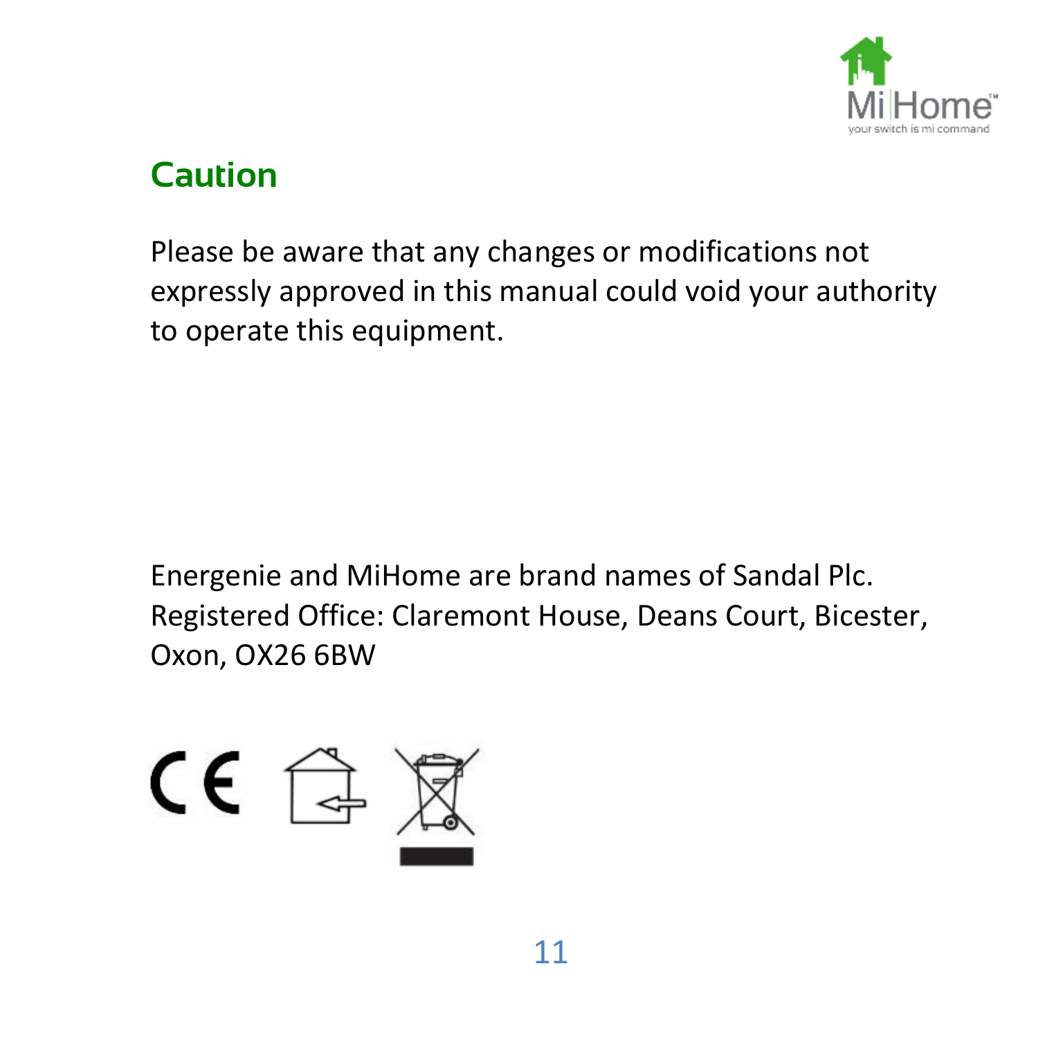## Caution

Please be aware that any changes or modifications not expressly approved in this manual could void your authority to operate this equipment.

Energenie and MiHome are brand names of Sandal Plc.
Registered Office: Claremont House, Deans Court, Bicester, Oxon, OX26 6BW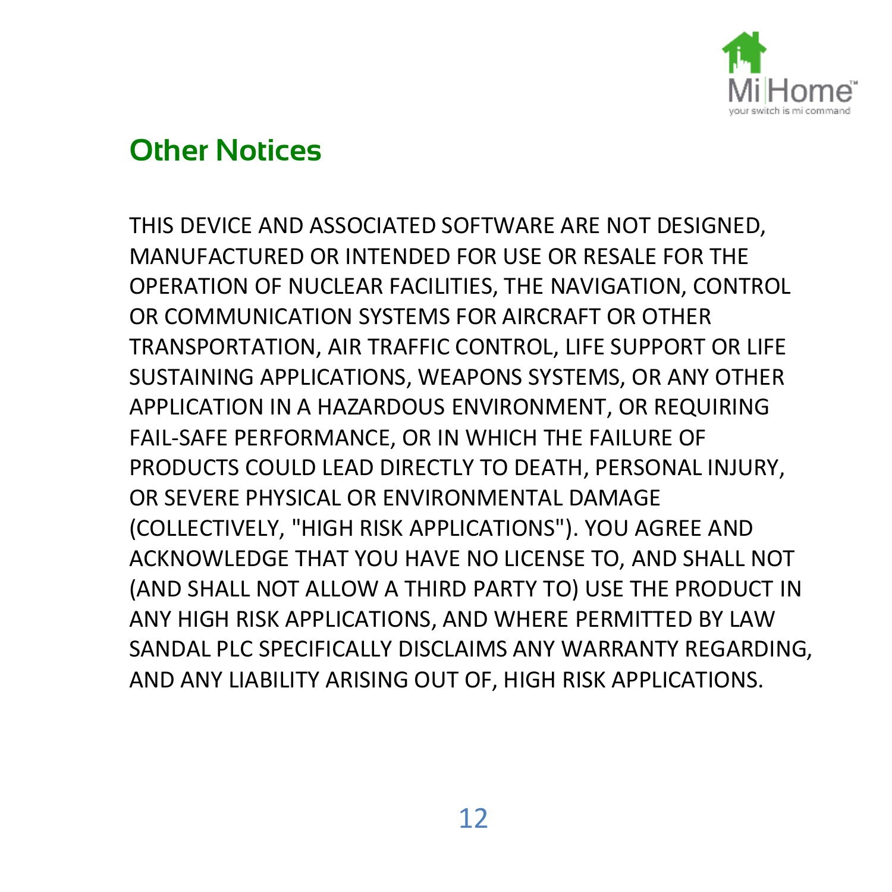## Other Notices

THIS DEVICE AND ASSOCIATED SOFTWARE ARE NOT DESIGNED, MANUFACTURED OR INTENDED FOR USE OR RESALE FOR THE OPERATION OF NUCLEAR FACILITIES, THE NAVIGATION, CONTROL OR COMMUNICATION SYSTEMS FOR AIRCRAFT OR OTHER TRANSPORTATION, AIR TRAFFIC CONTROL, LIFE SUPPORT OR LIFE SUSTAINING APPLICATIONS, WEAPONS SYSTEMS, OR ANY OTHER APPLICATION IN A HAZARDOUS ENVIRONMENT, OR REQUIRING FAIL-SAFE PERFORMANCE, OR IN WHICH THE FAILURE OF PRODUCTS COULD LEAD DIRECTLY TO DEATH, PERSONAL INJURY, OR SEVERE PHYSICAL OR ENVIRONMENTAL DAMAGE (COLLECTIVELY, "HIGH RISK APPLICATIONS"). YOU AGREE AND ACKNOWLEDGE THAT YOU HAVE NO LICENSE TO, AND SHALL NOT (AND SHALL NOT ALLOW A THIRD PARTY TO) USE THE PRODUCT IN ANY HIGH RISK APPLICATIONS, AND WHERE PERMITTED BY LAW SANDAL PLC SPECIFICALLY DISCLAIMS ANY WARRANTY REGARDING, AND ANY LIABILITY ARISING OUT OF, HIGH RISK APPLICATIONS.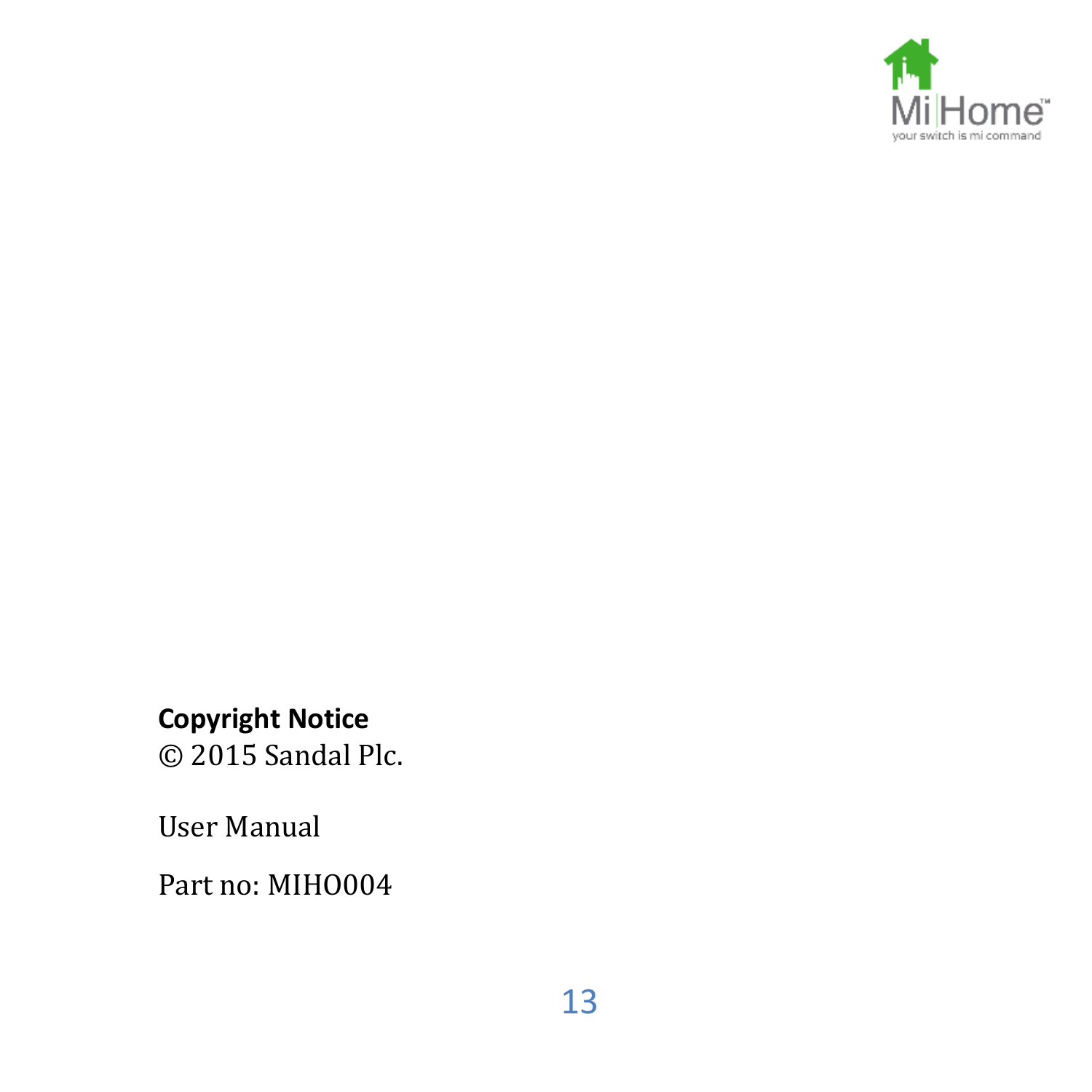**Copyright Notice**

© 2015 Sandal Plc.

User Manual

Part no: MIHO004